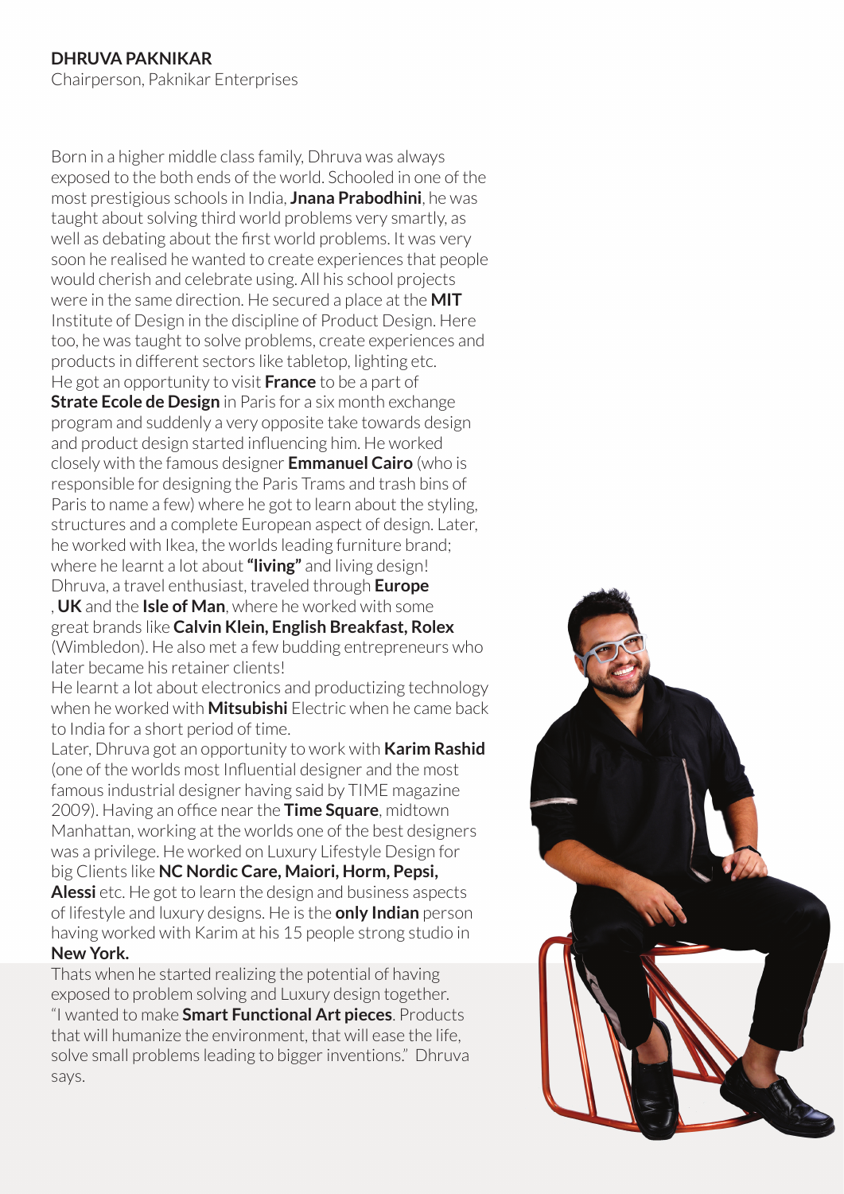**DHRUVA PAKNIKAR**
Chairperson, Paknikar Enterprises

Born in a higher middle class family, Dhruva was always exposed to the both ends of the world. Schooled in one of the most prestigious schools in India, **Jnana Prabodhini**, he was taught about solving third world problems very smartly, as well as debating about the first world problems. It was very soon he realised he wanted to create experiences that people would cherish and celebrate using. All his school projects were in the same direction. He secured a place at the **MIT** Institute of Design in the discipline of Product Design. Here too, he was taught to solve problems, create experiences and products in different sectors like tabletop, lighting etc. He got an opportunity to visit **France** to be a part of **Strate Ecole de Design** in Paris for a six month exchange program and suddenly a very opposite take towards design and product design started influencing him. He worked closely with the famous designer **Emmanuel Cairo** (who is responsible for designing the Paris Trams and trash bins of Paris to name a few) where he got to learn about the styling, structures and a complete European aspect of design. Later, he worked with Ikea, the worlds leading furniture brand; where he learnt a lot about **"living"** and living design! Dhruva, a travel enthusiast, traveled through **Europe** , **UK** and the **Isle of Man**, where he worked with some great brands like **Calvin Klein, English Breakfast, Rolex** (Wimbledon). He also met a few budding entrepreneurs who later became his retainer clients!
He learnt a lot about electronics and productizing technology when he worked with **Mitsubishi** Electric when he came back to India for a short period of time.
Later, Dhruva got an opportunity to work with **Karim Rashid** (one of the worlds most Influential designer and the most famous industrial designer having said by TIME magazine 2009). Having an office near the **Time Square**, midtown Manhattan, working at the worlds one of the best designers was a privilege. He worked on Luxury Lifestyle Design for big Clients like **NC Nordic Care, Maiori, Horm, Pepsi, Alessi** etc. He got to learn the design and business aspects of lifestyle and luxury designs. He is the **only Indian** person having worked with Karim at his 15 people strong studio in **New York.**
Thats when he started realizing the potential of having exposed to problem solving and Luxury design together. "I wanted to make **Smart Functional Art pieces**. Products that will humanize the environment, that will ease the life, solve small problems leading to bigger inventions." Dhruva says.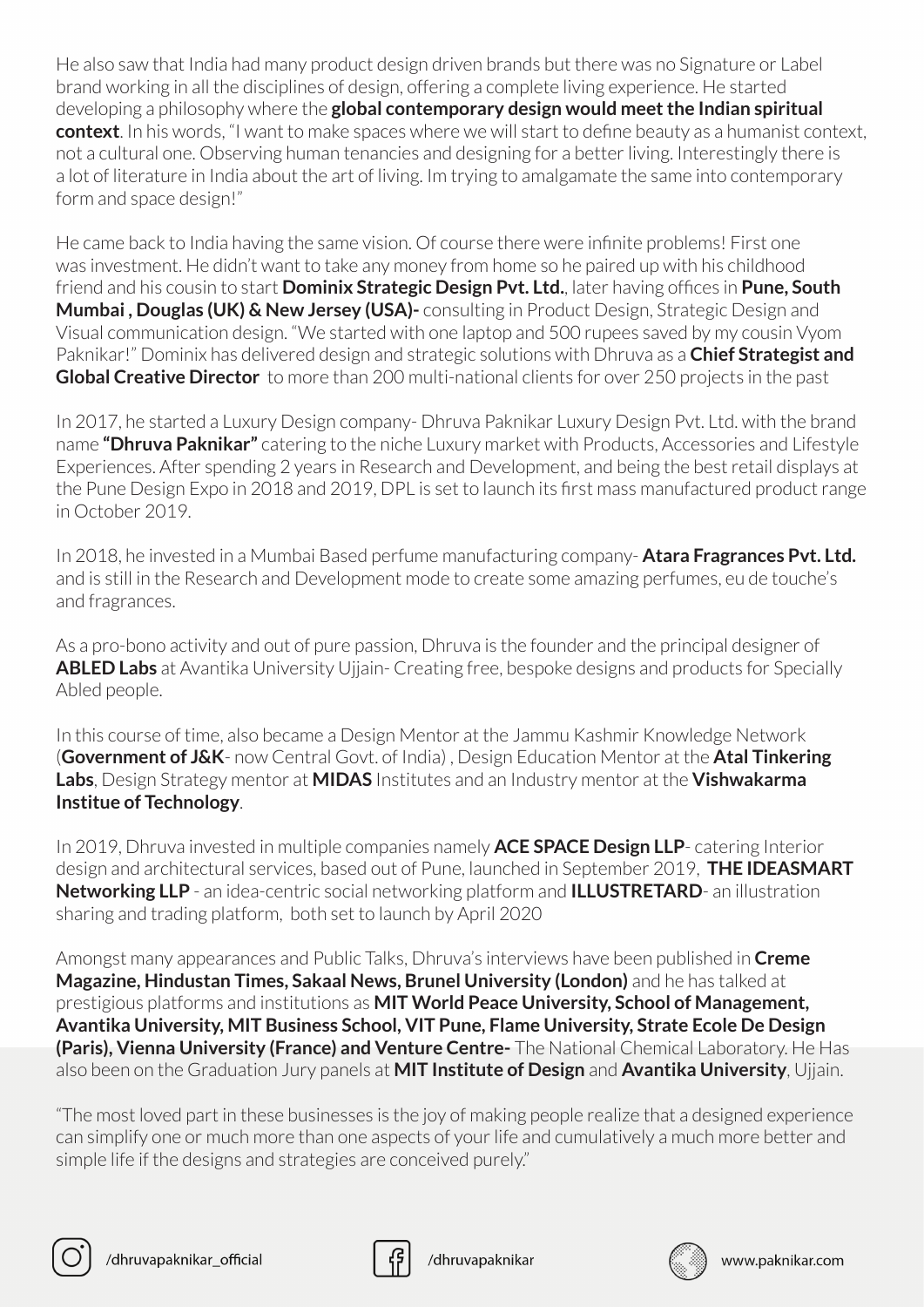He also saw that India had many product design driven brands but there was no Signature or Label brand working in all the disciplines of design, offering a complete living experience. He started developing a philosophy where the **global contemporary design would meet the Indian spiritual context**. In his words, "I want to make spaces where we will start to define beauty as a humanist context, not a cultural one. Observing human tenancies and designing for a better living. Interestingly there is a lot of literature in India about the art of living. Im trying to amalgamate the same into contemporary form and space design!"

He came back to India having the same vision. Of course there were infinite problems! First one was investment. He didn't want to take any money from home so he paired up with his childhood friend and his cousin to start **Dominix Strategic Design Pvt. Ltd.**, later having offices in **Pune, South Mumbai , Douglas (UK) & New Jersey (USA)-** consulting in Product Design, Strategic Design and Visual communication design. "We started with one laptop and 500 rupees saved by my cousin Vyom Paknikar!" Dominix has delivered design and strategic solutions with Dhruva as a **Chief Strategist and Global Creative Director** to more than 200 multi-national clients for over 250 projects in the past

In 2017, he started a Luxury Design company- Dhruva Paknikar Luxury Design Pvt. Ltd. with the brand name **"Dhruva Paknikar"** catering to the niche Luxury market with Products, Accessories and Lifestyle Experiences. After spending 2 years in Research and Development, and being the best retail displays at the Pune Design Expo in 2018 and 2019, DPL is set to launch its first mass manufactured product range in October 2019.

In 2018, he invested in a Mumbai Based perfume manufacturing company- **Atara Fragrances Pvt. Ltd.** and is still in the Research and Development mode to create some amazing perfumes, eu de touche's and fragrances.

As a pro-bono activity and out of pure passion, Dhruva is the founder and the principal designer of **ABLED Labs** at Avantika University Ujjain- Creating free, bespoke designs and products for Specially Abled people.

In this course of time, also became a Design Mentor at the Jammu Kashmir Knowledge Network (**Government of J&K**- now Central Govt. of India) , Design Education Mentor at the **Atal Tinkering Labs**, Design Strategy mentor at **MIDAS** Institutes and an Industry mentor at the **Vishwakarma Institue of Technology**.

In 2019, Dhruva invested in multiple companies namely **ACE SPACE Design LLP**- catering Interior design and architectural services, based out of Pune, launched in September 2019, **THE IDEASMART Networking LLP** - an idea-centric social networking platform and **ILLUSTRETARD**- an illustration sharing and trading platform, both set to launch by April 2020

Amongst many appearances and Public Talks, Dhruva's interviews have been published in **Creme Magazine, Hindustan Times, Sakaal News, Brunel University (London)** and he has talked at prestigious platforms and institutions as **MIT World Peace University, School of Management, Avantika University, MIT Business School, VIT Pune, Flame University, Strate Ecole De Design (Paris), Vienna University (France) and Venture Centre-** The National Chemical Laboratory. He Has also been on the Graduation Jury panels at **MIT Institute of Design** and **Avantika University**, Ujjain.

"The most loved part in these businesses is the joy of making people realize that a designed experience can simplify one or much more than one aspects of your life and cumulatively a much more better and simple life if the designs and strategies are conceived purely."

/dhruvapaknikar_official /dhruvapaknikar www.paknikar.com